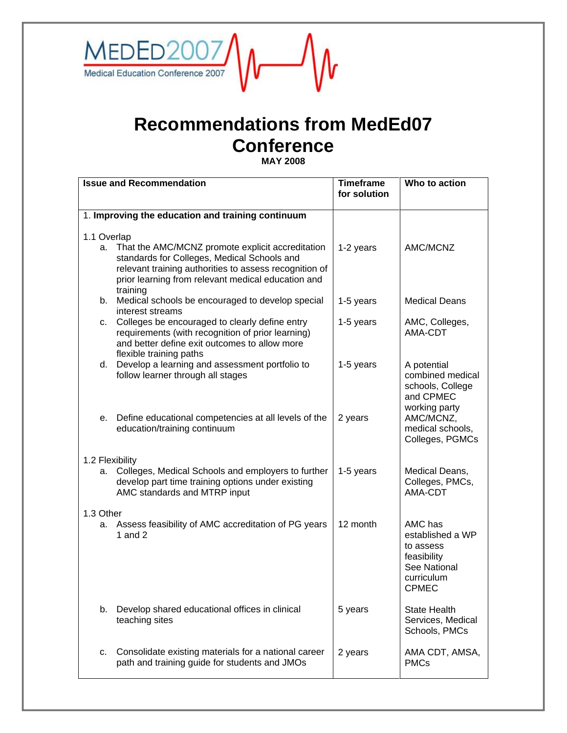MEDED2007
Medical Education Conference 2007

# Recommendations from MedEd07 Conference

**MAY 2008**

| Issue and Recommendation | Timeframe for solution | Who to action |
|---|---|---|
| 1. **Improving the education and training continuum** | | |
| 1.1 Overlap | | |
| a. That the AMC/MCNZ promote explicit accreditation standards for Colleges, Medical Schools and relevant training authorities to assess recognition of prior learning from relevant medical education and training | 1-2 years | AMC/MCNZ |
| b. Medical schools be encouraged to develop special interest streams | 1-5 years | Medical Deans |
| c. Colleges be encouraged to clearly define entry requirements (with recognition of prior learning) and better define exit outcomes to allow more flexible training paths | 1-5 years | AMC, Colleges, AMA-CDT |
| d. Develop a learning and assessment portfolio to follow learner through all stages | 1-5 years | A potential combined medical schools, College and CPMEC working party |
| e. Define educational competencies at all levels of the education/training continuum | 2 years | AMC/MCNZ, medical schools, Colleges, PGMCs |
| 1.2 Flexibility | | |
| a. Colleges, Medical Schools and employers to further develop part time training options under existing AMC standards and MTRP input | 1-5 years | Medical Deans, Colleges, PMCs, AMA-CDT |
| 1.3 Other | | |
| a. Assess feasibility of AMC accreditation of PG years 1 and 2 | 12 month | AMC has established a WP to assess feasibility See National curriculum CPMEC |
| b. Develop shared educational offices in clinical teaching sites | 5 years | State Health Services, Medical Schools, PMCs |
| c. Consolidate existing materials for a national career path and training guide for students and JMOs | 2 years | AMA CDT, AMSA, PMCs |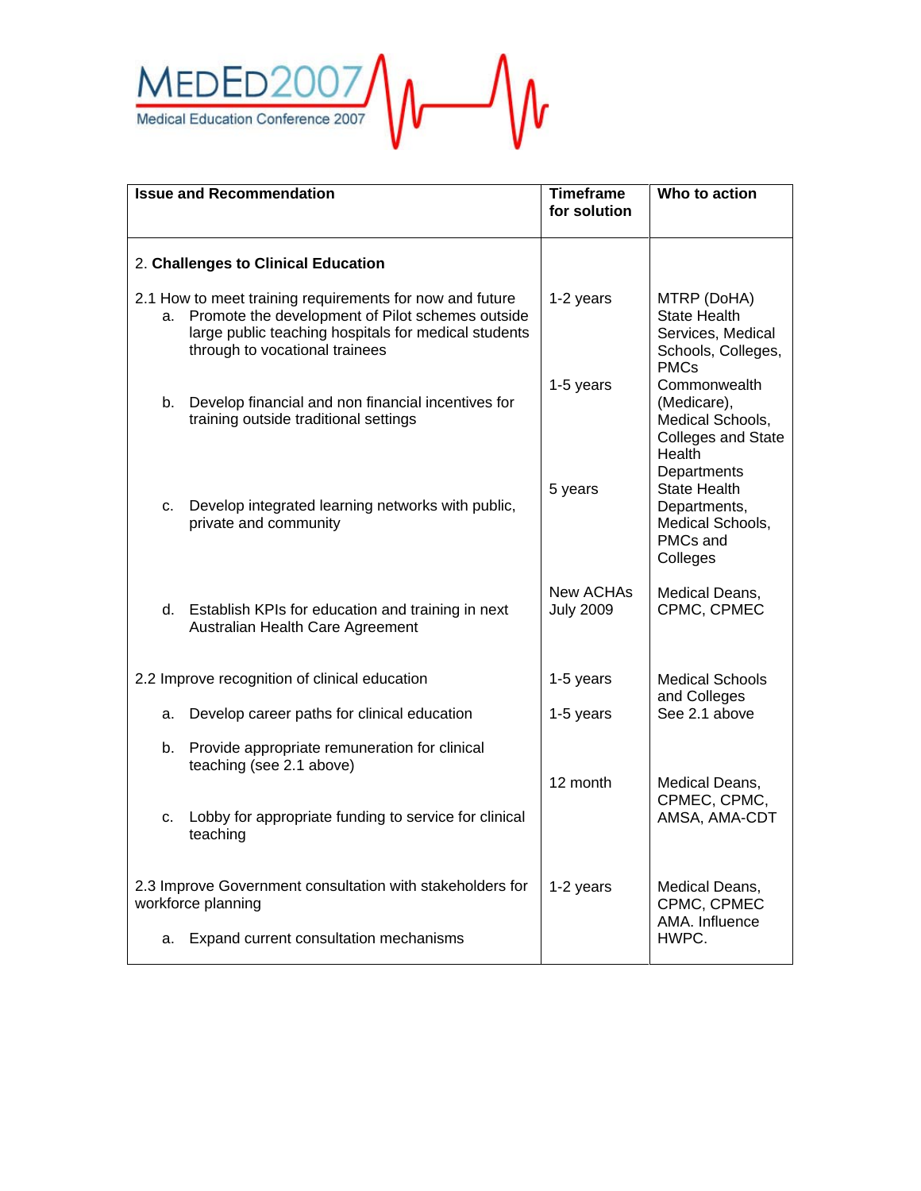| Issue and Recommendation | Timeframe for solution | Who to action |
|---|---|---|
| 2. **Challenges to Clinical Education** | | |
| 2.1 How to meet training requirements for now and future<br>a. Promote the development of Pilot schemes outside large public teaching hospitals for medical students through to vocational trainees | 1-2 years | MTRP (DoHA) State Health Services, Medical Schools, Colleges, PMCs |
| b. Develop financial and non financial incentives for training outside traditional settings | 1-5 years | Commonwealth (Medicare), Medical Schools, Colleges and State Health Departments |
| c. Develop integrated learning networks with public, private and community | 5 years | State Health Departments, Medical Schools, PMCs and Colleges |
| d. Establish KPIs for education and training in next Australian Health Care Agreement | New ACHAs July 2009 | Medical Deans, CPMC, CPMEC |
| 2.2 Improve recognition of clinical education | 1-5 years | Medical Schools and Colleges |
| a. Develop career paths for clinical education | 1-5 years | See 2.1 above |
| b. Provide appropriate remuneration for clinical teaching (see 2.1 above) | | |
| c. Lobby for appropriate funding to service for clinical teaching | 12 month | Medical Deans, CPMEC, CPMC, AMSA, AMA-CDT |
| 2.3 Improve Government consultation with stakeholders for workforce planning<br>a. Expand current consultation mechanisms | 1-2 years | Medical Deans, CPMC, CPMEC AMA. Influence HWPC. |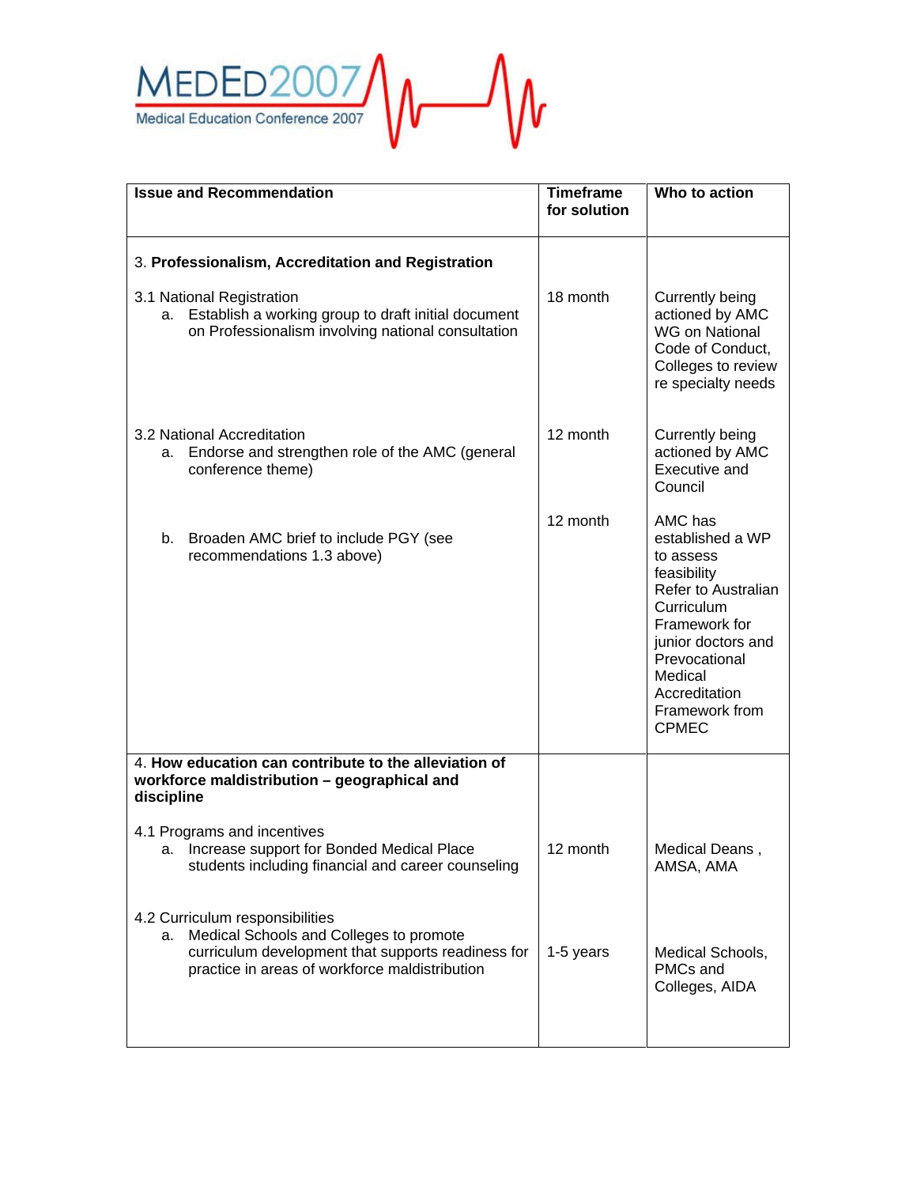| Issue and Recommendation | Timeframe for solution | Who to action |
|---|---|---|
| 3. **Professionalism, Accreditation and Registration** | | |
| 3.1 National Registration<br>a. Establish a working group to draft initial document on Professionalism involving national consultation | 18 month | Currently being actioned by AMC WG on National Code of Conduct, Colleges to review re specialty needs |
| 3.2 National Accreditation<br>a. Endorse and strengthen role of the AMC (general conference theme) | 12 month | Currently being actioned by AMC Executive and Council |
| b. Broaden AMC brief to include PGY (see recommendations 1.3 above) | 12 month | AMC has established a WP to assess feasibility<br>Refer to Australian Curriculum Framework for junior doctors and Prevocational Medical Accreditation Framework from CPMEC |
| 4. **How education can contribute to the alleviation of workforce maldistribution – geographical and discipline** | | |
| 4.1 Programs and incentives<br>a. Increase support for Bonded Medical Place students including financial and career counseling | 12 month | Medical Deans , AMSA, AMA |
| 4.2 Curriculum responsibilities<br>a. Medical Schools and Colleges to promote curriculum development that supports readiness for practice in areas of workforce maldistribution | 1-5 years | Medical Schools, PMCs and Colleges, AIDA |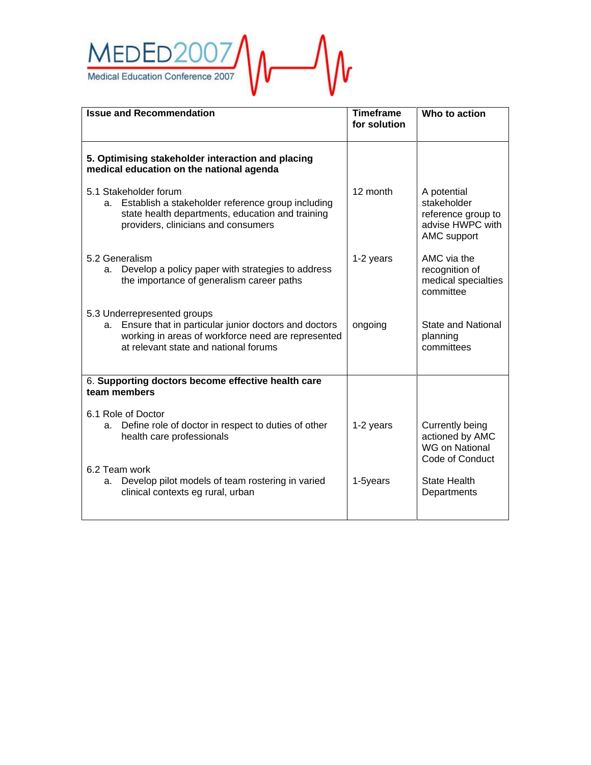| Issue and Recommendation | Timeframe for solution | Who to action |
|---|---|---|
| **5. Optimising stakeholder interaction and placing medical education on the national agenda** | | |
| 5.1 Stakeholder forum<br>a. Establish a stakeholder reference group including state health departments, education and training providers, clinicians and consumers | 12 month | A potential stakeholder reference group to advise HWPC with AMC support |
| 5.2 Generalism<br>a. Develop a policy paper with strategies to address the importance of generalism career paths | 1-2 years | AMC via the recognition of medical specialties committee |
| 5.3 Underrepresented groups<br>a. Ensure that in particular junior doctors and doctors working in areas of workforce need are represented at relevant state and national forums | ongoing | State and National planning committees |
| 6. **Supporting doctors become effective health care team members** | | |
| 6.1 Role of Doctor<br>a. Define role of doctor in respect to duties of other health care professionals | 1-2 years | Currently being actioned by AMC WG on National Code of Conduct |
| 6.2 Team work<br>a. Develop pilot models of team rostering in varied clinical contexts eg rural, urban | 1-5years | State Health Departments |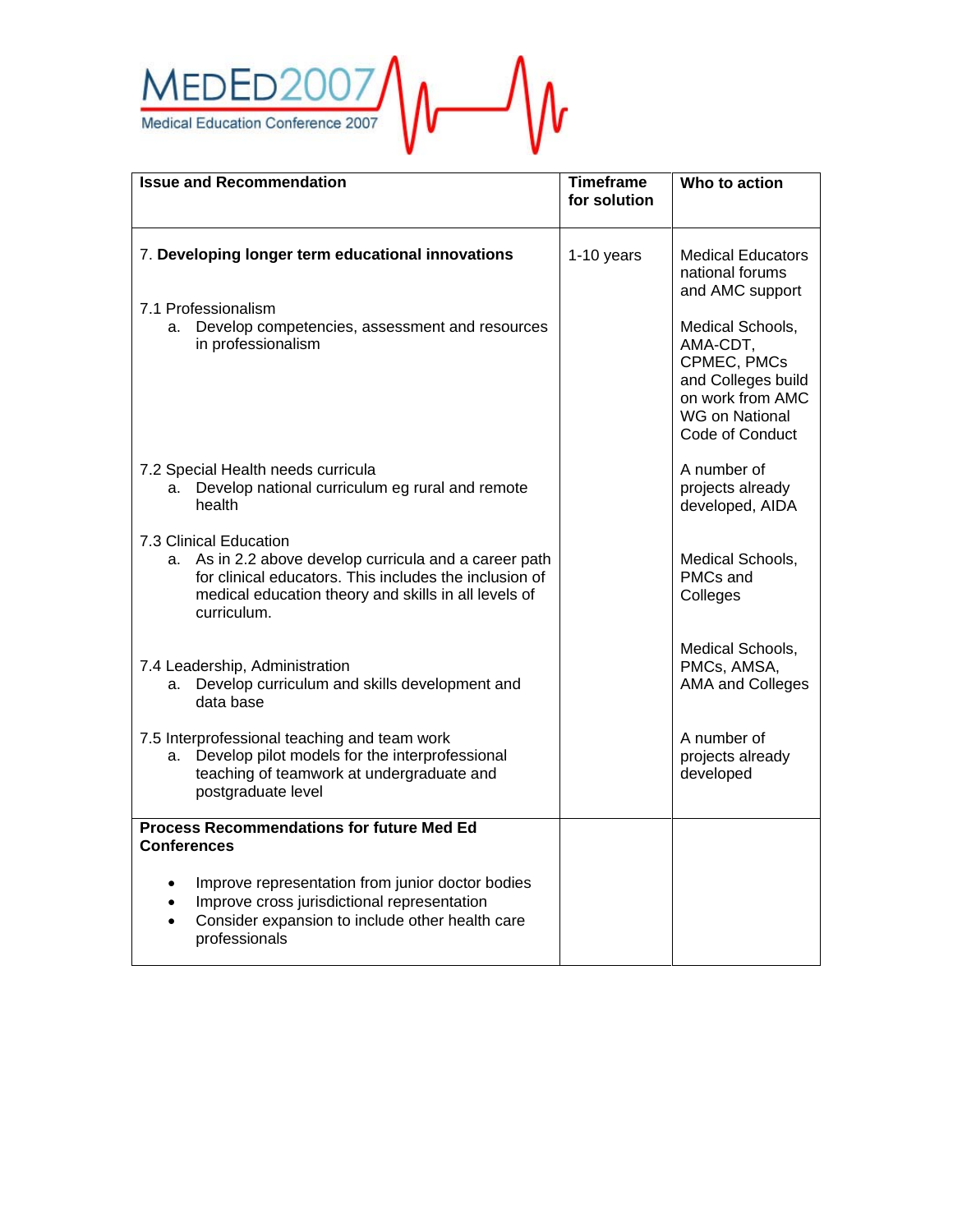| Issue and Recommendation | Timeframe for solution | Who to action |
|---|---|---|
| 7. **Developing longer term educational innovations** | 1-10 years | Medical Educators national forums and AMC support |
| 7.1 Professionalism<br>a. Develop competencies, assessment and resources in professionalism | | Medical Schools, AMA-CDT, CPMEC, PMCs and Colleges build on work from AMC WG on National Code of Conduct |
| 7.2 Special Health needs curricula<br>a. Develop national curriculum eg rural and remote health | | A number of projects already developed, AIDA |
| 7.3 Clinical Education<br>a. As in 2.2 above develop curricula and a career path for clinical educators. This includes the inclusion of medical education theory and skills in all levels of curriculum. | | Medical Schools, PMCs and Colleges |
| 7.4 Leadership, Administration<br>a. Develop curriculum and skills development and data base | | Medical Schools, PMCs, AMSA, AMA and Colleges |
| 7.5 Interprofessional teaching and team work<br>a. Develop pilot models for the interprofessional teaching of teamwork at undergraduate and postgraduate level | | A number of projects already developed |
| **Process Recommendations for future Med Ed Conferences**<br>• Improve representation from junior doctor bodies<br>• Improve cross jurisdictional representation<br>• Consider expansion to include other health care professionals | | |